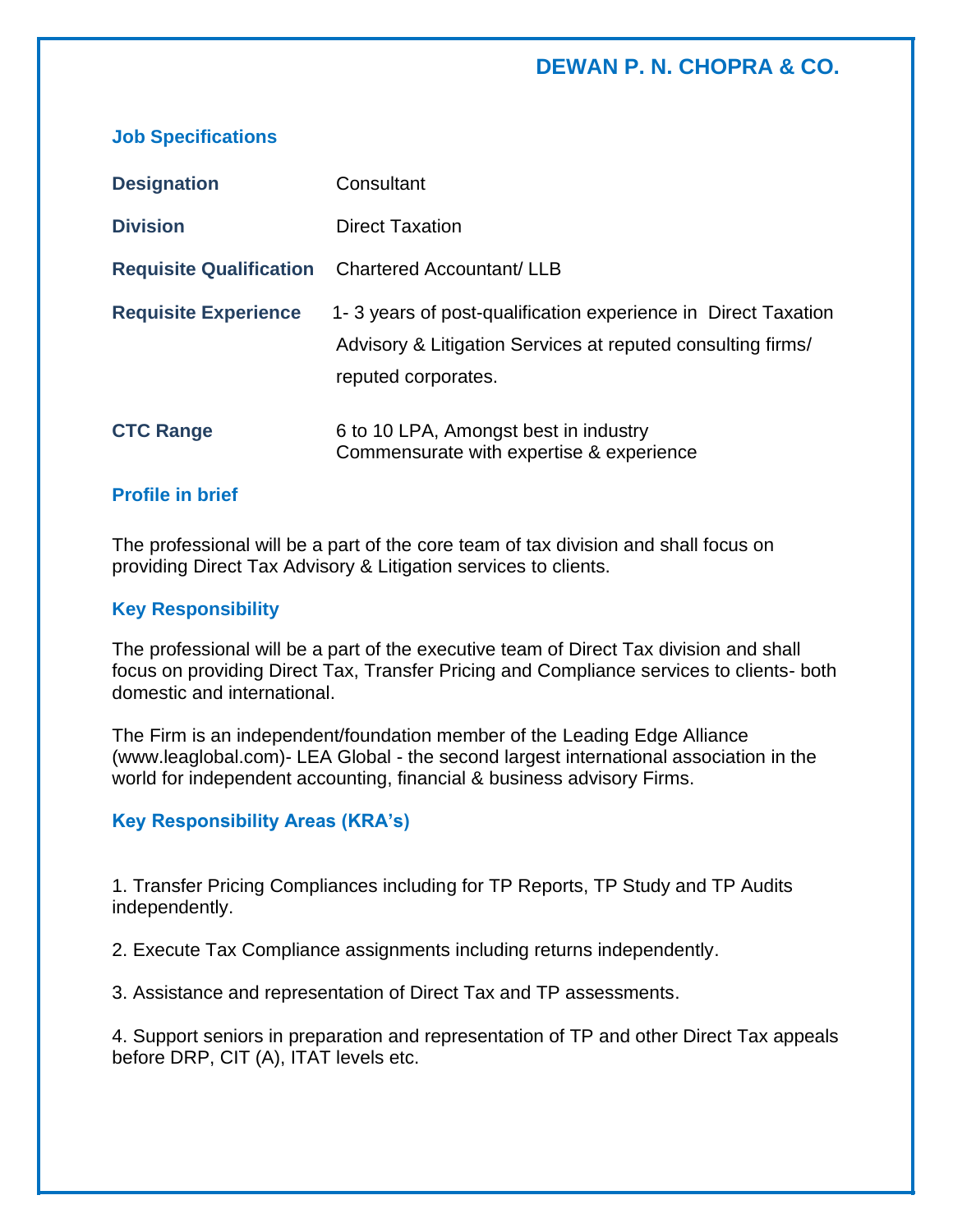# DEWAN P. N. CHOPRA & CO.

## Job Specifications

| | |
|---|---|
| **Designation** | Consultant |
| **Division** | Direct Taxation |
| **Requisite Qualification** | Chartered Accountant/ LLB |
| **Requisite Experience** | 1- 3 years of post-qualification experience in Direct Taxation Advisory & Litigation Services at reputed consulting firms/ reputed corporates. |
| **CTC Range** | 6 to 10 LPA, Amongst best in industry Commensurate with expertise & experience |

## Profile in brief

The professional will be a part of the core team of tax division and shall focus on providing Direct Tax Advisory & Litigation services to clients.

## Key Responsibility

The professional will be a part of the executive team of Direct Tax division and shall focus on providing Direct Tax, Transfer Pricing and Compliance services to clients- both domestic and international.

The Firm is an independent/foundation member of the Leading Edge Alliance (www.leaglobal.com)- LEA Global - the second largest international association in the world for independent accounting, financial & business advisory Firms.

## Key Responsibility Areas (KRA's)

1. Transfer Pricing Compliances including for TP Reports, TP Study and TP Audits independently.

2. Execute Tax Compliance assignments including returns independently.

3. Assistance and representation of Direct Tax and TP assessments.

4. Support seniors in preparation and representation of TP and other Direct Tax appeals before DRP, CIT (A), ITAT levels etc.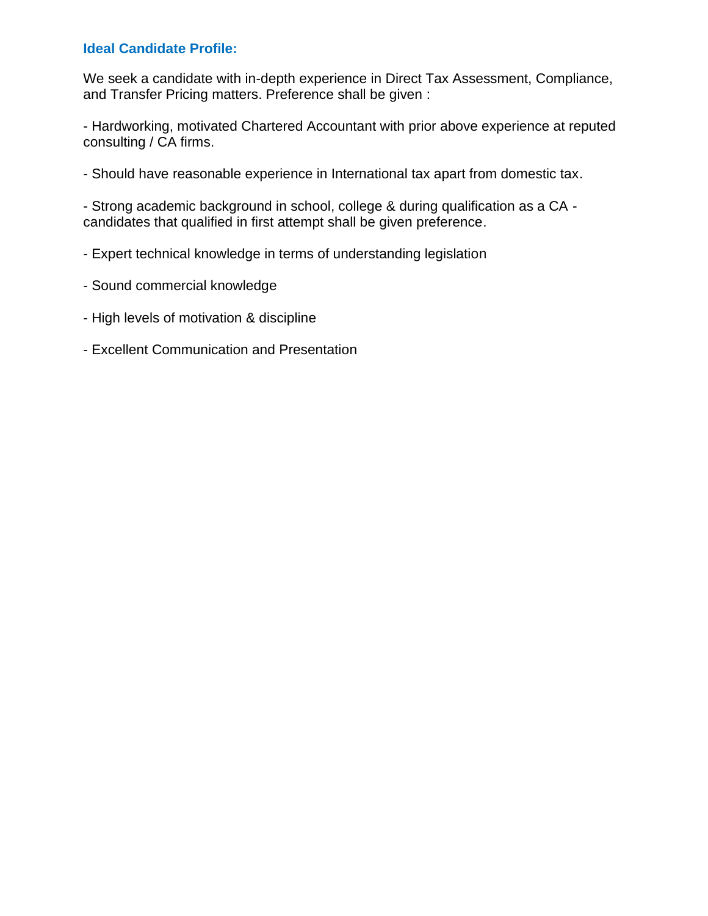### Ideal Candidate Profile:

We seek a candidate with in-depth experience in Direct Tax Assessment, Compliance, and Transfer Pricing matters. Preference shall be given :

- Hardworking, motivated Chartered Accountant with prior above experience at reputed consulting / CA firms.

- Should have reasonable experience in International tax apart from domestic tax.

- Strong academic background in school, college & during qualification as a CA - candidates that qualified in first attempt shall be given preference.

- Expert technical knowledge in terms of understanding legislation

- Sound commercial knowledge

- High levels of motivation & discipline

- Excellent Communication and Presentation